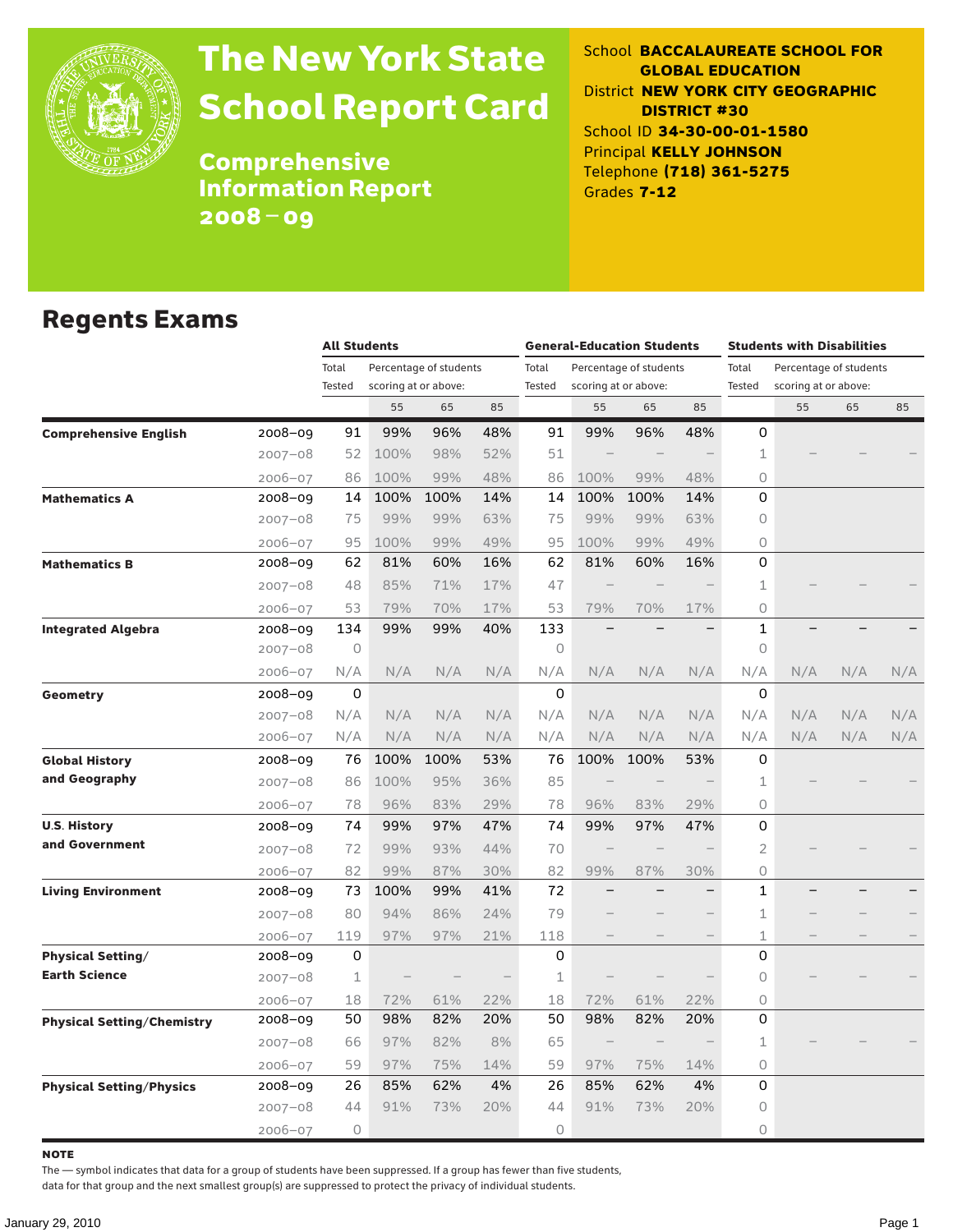# The New York State School Report Card

## Comprehensive Information Report 2008 – 09

School **BACCALAUREATE SCHOOL FOR GLOBAL EDUCATION**
District **NEW YORK CITY GEOGRAPHIC DISTRICT #30**
School ID **34-30-00-01-1580**
Principal **KELLY JOHNSON**
Telephone **(718) 361-5275**
Grades **7-12**

## Regents Exams

| | | All Students | | | | General-Education Students | | | | Students with Disabilities | | | |
|---|---|---|---|---|---|---|---|---|---|---|---|---|---|
| | | Total Tested | Percentage of students scoring at or above: | | | Total Tested | Percentage of students scoring at or above: | | | Total Tested | Percentage of students scoring at or above: | | |
| | | | 55 | 65 | 85 | | 55 | 65 | 85 | | 55 | 65 | 85 |
| **Comprehensive English** | 2008–09 | 91 | 99% | 96% | 48% | 91 | 99% | 96% | 48% | 0 | | | |
| | 2007–08 | 52 | 100% | 98% | 52% | 51 | – | – | – | 1 | – | – | – |
| | 2006–07 | 86 | 100% | 99% | 48% | 86 | 100% | 99% | 48% | 0 | | | |
| **Mathematics A** | 2008–09 | 14 | 100% | 100% | 14% | 14 | 100% | 100% | 14% | 0 | | | |
| | 2007–08 | 75 | 99% | 99% | 63% | 75 | 99% | 99% | 63% | 0 | | | |
| | 2006–07 | 95 | 100% | 99% | 49% | 95 | 100% | 99% | 49% | 0 | | | |
| **Mathematics B** | 2008–09 | 62 | 81% | 60% | 16% | 62 | 81% | 60% | 16% | 0 | | | |
| | 2007–08 | 48 | 85% | 71% | 17% | 47 | – | – | – | 1 | – | – | – |
| | 2006–07 | 53 | 79% | 70% | 17% | 53 | 79% | 70% | 17% | 0 | | | |
| **Integrated Algebra** | 2008–09 | 134 | 99% | 99% | 40% | 133 | – | – | – | 1 | – | – | – |
| | 2007–08 | 0 | | | | 0 | | | | 0 | | | |
| | 2006–07 | N/A | N/A | N/A | N/A | N/A | N/A | N/A | N/A | N/A | N/A | N/A | N/A |
| **Geometry** | 2008–09 | 0 | | | | 0 | | | | 0 | | | |
| | 2007–08 | N/A | N/A | N/A | N/A | N/A | N/A | N/A | N/A | N/A | N/A | N/A | N/A |
| | 2006–07 | N/A | N/A | N/A | N/A | N/A | N/A | N/A | N/A | N/A | N/A | N/A | N/A |
| **Global History and Geography** | 2008–09 | 76 | 100% | 100% | 53% | 76 | 100% | 100% | 53% | 0 | | | |
| | 2007–08 | 86 | 100% | 95% | 36% | 85 | – | – | – | 1 | – | – | – |
| | 2006–07 | 78 | 96% | 83% | 29% | 78 | 96% | 83% | 29% | 0 | | | |
| **U.S. History and Government** | 2008–09 | 74 | 99% | 97% | 47% | 74 | 99% | 97% | 47% | 0 | | | |
| | 2007–08 | 72 | 99% | 93% | 44% | 70 | – | – | – | 2 | – | – | – |
| | 2006–07 | 82 | 99% | 87% | 30% | 82 | 99% | 87% | 30% | 0 | | | |
| **Living Environment** | 2008–09 | 73 | 100% | 99% | 41% | 72 | – | – | – | 1 | – | – | – |
| | 2007–08 | 80 | 94% | 86% | 24% | 79 | – | – | – | 1 | – | – | – |
| | 2006–07 | 119 | 97% | 97% | 21% | 118 | – | – | – | 1 | – | – | – |
| **Physical Setting/ Earth Science** | 2008–09 | 0 | | | | 0 | | | | 0 | | | |
| | 2007–08 | 1 | – | – | – | 1 | – | – | – | 0 | – | – | – |
| | 2006–07 | 18 | 72% | 61% | 22% | 18 | 72% | 61% | 22% | 0 | | | |
| **Physical Setting/Chemistry** | 2008–09 | 50 | 98% | 82% | 20% | 50 | 98% | 82% | 20% | 0 | | | |
| | 2007–08 | 66 | 97% | 82% | 8% | 65 | – | – | – | 1 | – | – | – |
| | 2006–07 | 59 | 97% | 75% | 14% | 59 | 97% | 75% | 14% | 0 | | | |
| **Physical Setting/Physics** | 2008–09 | 26 | 85% | 62% | 4% | 26 | 85% | 62% | 4% | 0 | | | |
| | 2007–08 | 44 | 91% | 73% | 20% | 44 | 91% | 73% | 20% | 0 | | | |
| | 2006–07 | 0 | | | | 0 | | | | 0 | | | |

**NOTE**

The — symbol indicates that data for a group of students have been suppressed. If a group has fewer than five students, data for that group and the next smallest group(s) are suppressed to protect the privacy of individual students.

January 29, 2010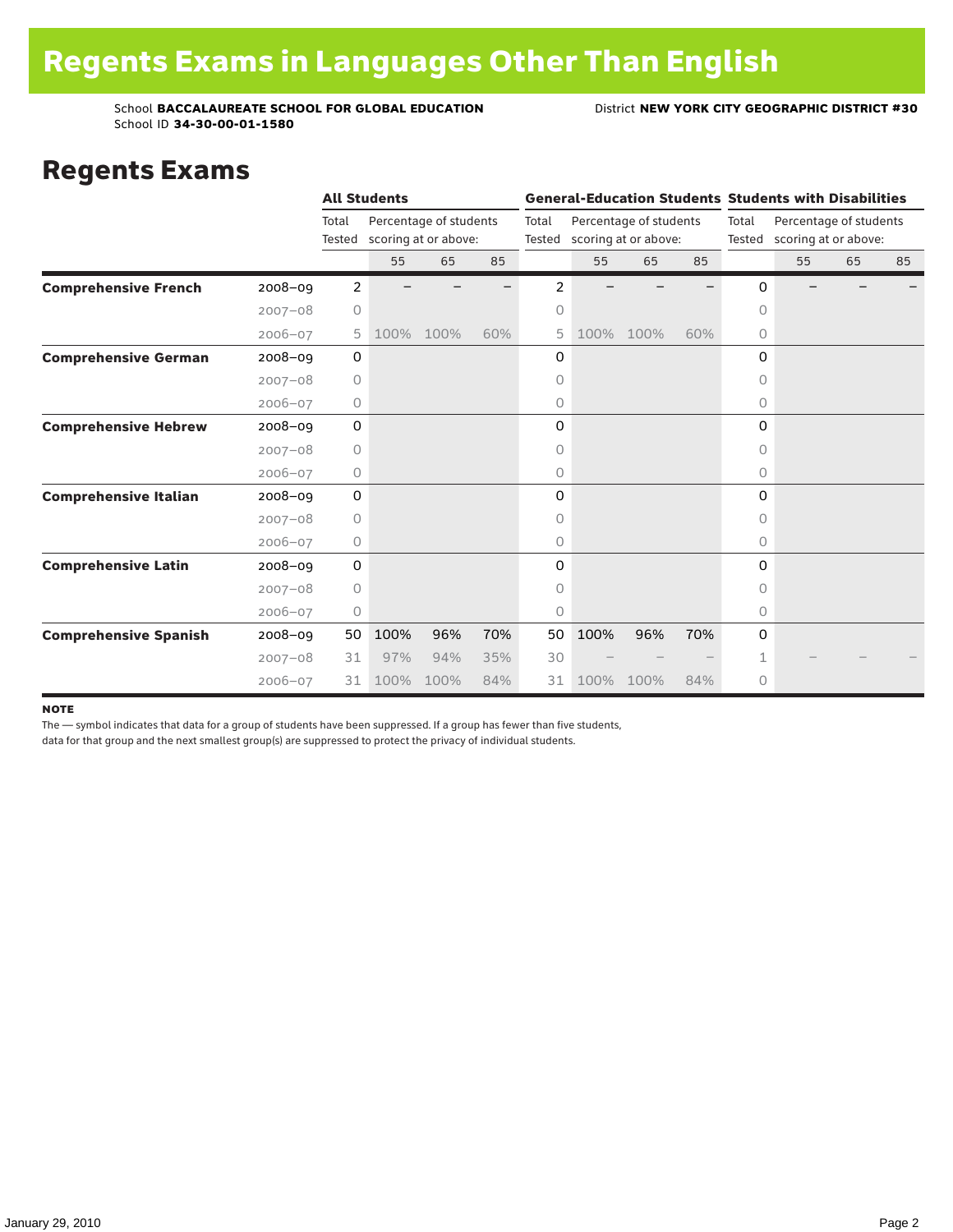# Regents Exams in Languages Other Than English

School **BACCALAUREATE SCHOOL FOR GLOBAL EDUCATION** District **NEW YORK CITY GEOGRAPHIC DISTRICT #30**
School ID **34-30-00-01-1580**

## Regents Exams

| | | All Students | | | | General-Education Students | | | | Students with Disabilities | | | |
|---|---|---|---|---|---|---|---|---|---|---|---|---|---|
| | | Total Tested | Percentage of students scoring at or above: | | | Total Tested | Percentage of students scoring at or above: | | | Total Tested | Percentage of students scoring at or above: | | |
| | | | 55 | 65 | 85 | | 55 | 65 | 85 | | 55 | 65 | 85 |
| **Comprehensive French** | 2008–09 | 2 | – | – | – | 2 | – | – | – | 0 | – | – | – |
| | 2007–08 | 0 | | | | 0 | | | | 0 | | | |
| | 2006–07 | 5 | 100% | 100% | 60% | 5 | 100% | 100% | 60% | 0 | | | |
| **Comprehensive German** | 2008–09 | 0 | | | | 0 | | | | 0 | | | |
| | 2007–08 | 0 | | | | 0 | | | | 0 | | | |
| | 2006–07 | 0 | | | | 0 | | | | 0 | | | |
| **Comprehensive Hebrew** | 2008–09 | 0 | | | | 0 | | | | 0 | | | |
| | 2007–08 | 0 | | | | 0 | | | | 0 | | | |
| | 2006–07 | 0 | | | | 0 | | | | 0 | | | |
| **Comprehensive Italian** | 2008–09 | 0 | | | | 0 | | | | 0 | | | |
| | 2007–08 | 0 | | | | 0 | | | | 0 | | | |
| | 2006–07 | 0 | | | | 0 | | | | 0 | | | |
| **Comprehensive Latin** | 2008–09 | 0 | | | | 0 | | | | 0 | | | |
| | 2007–08 | 0 | | | | 0 | | | | 0 | | | |
| | 2006–07 | 0 | | | | 0 | | | | 0 | | | |
| **Comprehensive Spanish** | 2008–09 | 50 | 100% | 96% | 70% | 50 | 100% | 96% | 70% | 0 | | | |
| | 2007–08 | 31 | 97% | 94% | 35% | 30 | – | – | – | 1 | – | – | – |
| | 2006–07 | 31 | 100% | 100% | 84% | 31 | 100% | 100% | 84% | 0 | | | |

**NOTE**

The — symbol indicates that data for a group of students have been suppressed. If a group has fewer than five students, data for that group and the next smallest group(s) are suppressed to protect the privacy of individual students.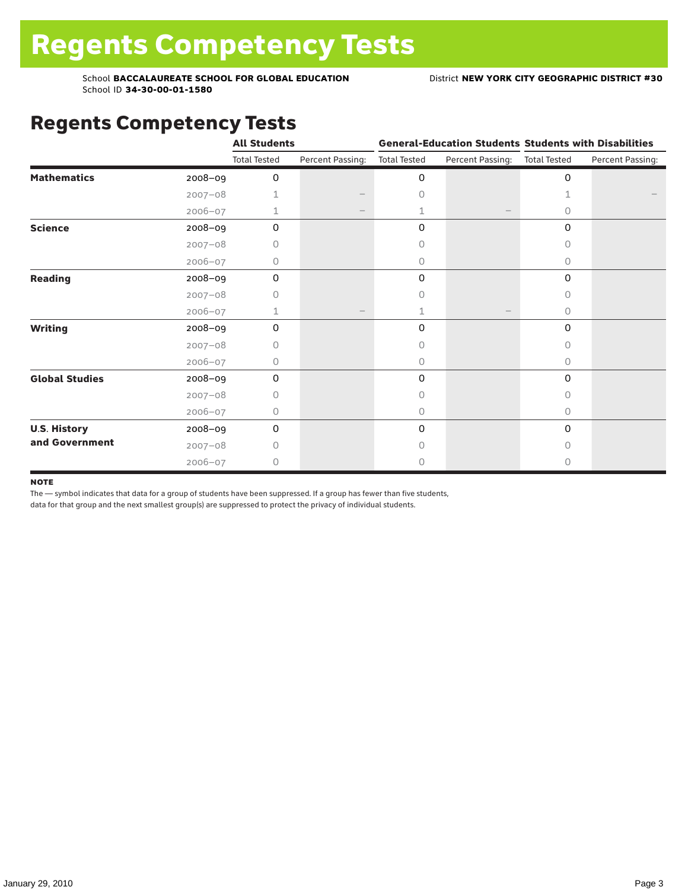# Regents Competency Tests

School **BACCALAUREATE SCHOOL FOR GLOBAL EDUCATION**
School ID **34-30-00-01-1580**

District **NEW YORK CITY GEOGRAPHIC DISTRICT #30**

## Regents Competency Tests

| | | All Students | | General-Education Students | | Students with Disabilities | |
|---|---|---|---|---|---|---|---|
| | | Total Tested | Percent Passing: | Total Tested | Percent Passing: | Total Tested | Percent Passing: |
| **Mathematics** | 2008–09 | 0 | | 0 | | 0 | |
| | 2007–08 | 1 | – | 0 | | 1 | – |
| | 2006–07 | 1 | – | 1 | – | 0 | |
| **Science** | 2008–09 | 0 | | 0 | | 0 | |
| | 2007–08 | 0 | | 0 | | 0 | |
| | 2006–07 | 0 | | 0 | | 0 | |
| **Reading** | 2008–09 | 0 | | 0 | | 0 | |
| | 2007–08 | 0 | | 0 | | 0 | |
| | 2006–07 | 1 | – | 1 | – | 0 | |
| **Writing** | 2008–09 | 0 | | 0 | | 0 | |
| | 2007–08 | 0 | | 0 | | 0 | |
| | 2006–07 | 0 | | 0 | | 0 | |
| **Global Studies** | 2008–09 | 0 | | 0 | | 0 | |
| | 2007–08 | 0 | | 0 | | 0 | |
| | 2006–07 | 0 | | 0 | | 0 | |
| **U.S. History and Government** | 2008–09 | 0 | | 0 | | 0 | |
| | 2007–08 | 0 | | 0 | | 0 | |
| | 2006–07 | 0 | | 0 | | 0 | |

**NOTE**

The — symbol indicates that data for a group of students have been suppressed. If a group has fewer than five students, data for that group and the next smallest group(s) are suppressed to protect the privacy of individual students.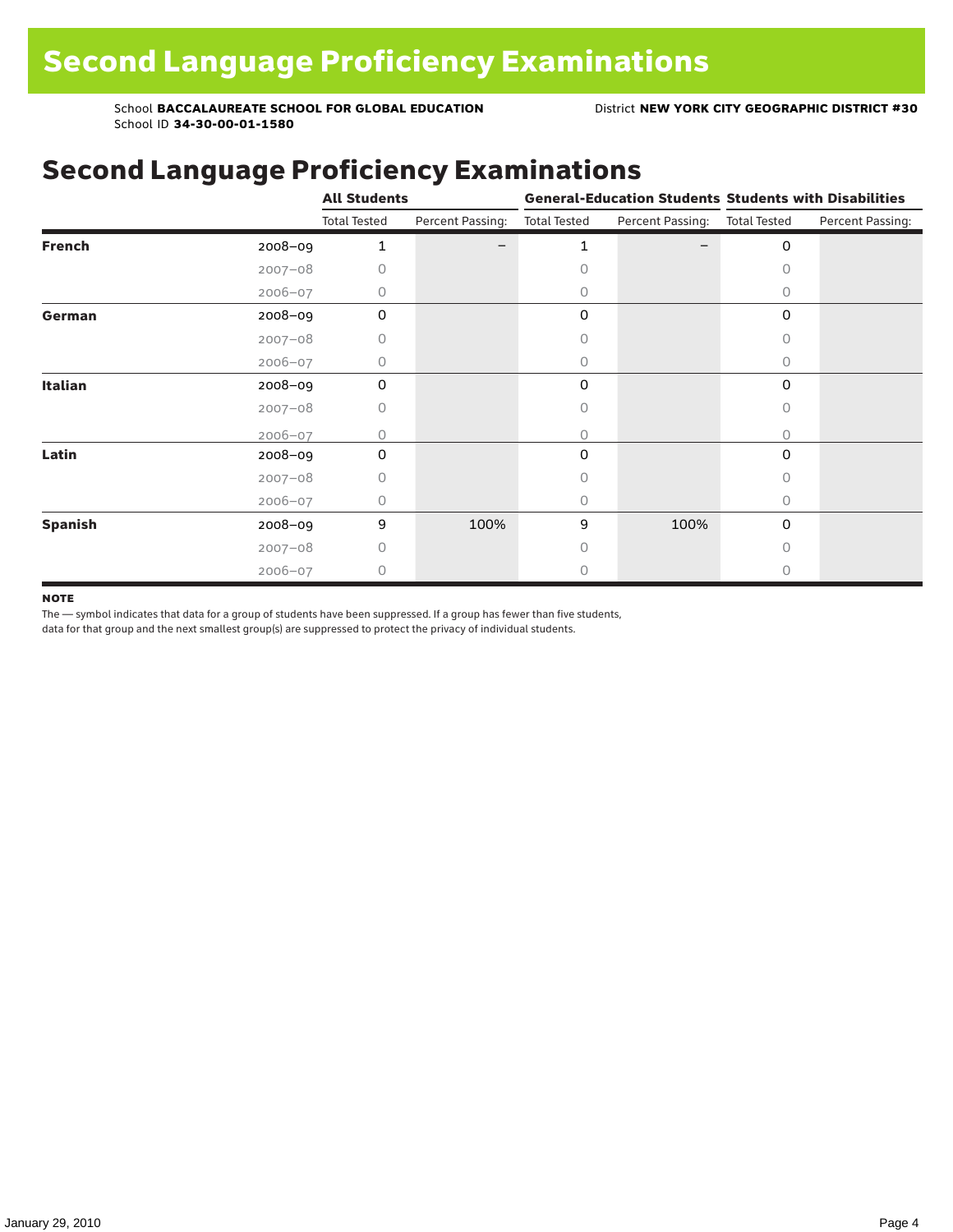# Second Language Proficiency Examinations

School **BACCALAUREATE SCHOOL FOR GLOBAL EDUCATION**
School ID **34-30-00-01-1580**

District **NEW YORK CITY GEOGRAPHIC DISTRICT #30**

## Second Language Proficiency Examinations

| | | All Students | | General-Education Students | | Students with Disabilities | |
|---|---|---|---|---|---|---|---|
| | | Total Tested | Percent Passing: | Total Tested | Percent Passing: | Total Tested | Percent Passing: |
| **French** | 2008–09 | 1 | – | 1 | – | 0 | |
| | 2007–08 | 0 | | 0 | | 0 | |
| | 2006–07 | 0 | | 0 | | 0 | |
| **German** | 2008–09 | 0 | | 0 | | 0 | |
| | 2007–08 | 0 | | 0 | | 0 | |
| | 2006–07 | 0 | | 0 | | 0 | |
| **Italian** | 2008–09 | 0 | | 0 | | 0 | |
| | 2007–08 | 0 | | 0 | | 0 | |
| | 2006–07 | 0 | | 0 | | 0 | |
| **Latin** | 2008–09 | 0 | | 0 | | 0 | |
| | 2007–08 | 0 | | 0 | | 0 | |
| | 2006–07 | 0 | | 0 | | 0 | |
| **Spanish** | 2008–09 | 9 | 100% | 9 | 100% | 0 | |
| | 2007–08 | 0 | | 0 | | 0 | |
| | 2006–07 | 0 | | 0 | | 0 | |

**NOTE**

The — symbol indicates that data for a group of students have been suppressed. If a group has fewer than five students, data for that group and the next smallest group(s) are suppressed to protect the privacy of individual students.

January 29, 2010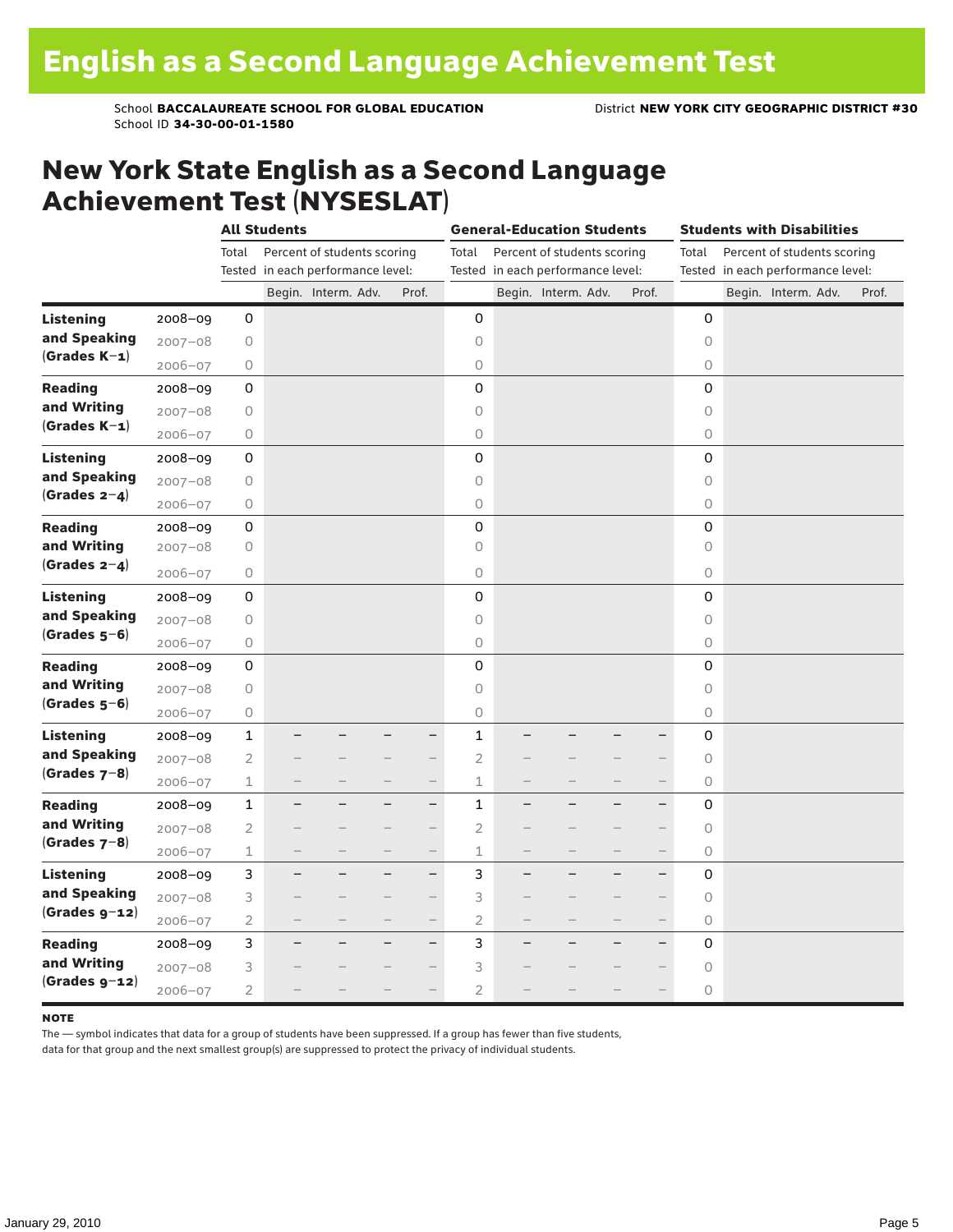# English as a Second Language Achievement Test

School **BACCALAUREATE SCHOOL FOR GLOBAL EDUCATION** District **NEW YORK CITY GEOGRAPHIC DISTRICT #30**
School ID **34-30-00-01-1580**

## New York State English as a Second Language Achievement Test (NYSESLAT)

| | | All Students | | | | | General-Education Students | | | | | Students with Disabilities | | | | |
|---|---|---|---|---|---|---|---|---|---|---|---|---|---|---|---|---|
| | | Total Tested | Percent of students scoring in each performance level: | | | | Total Tested | Percent of students scoring in each performance level: | | | | Total Tested | Percent of students scoring in each performance level: | | | |
| | | | Begin. | Interm. | Adv. | Prof. | | Begin. | Interm. | Adv. | Prof. | | Begin. | Interm. | Adv. | Prof. |
| **Listening and Speaking (Grades K–1)** | 2008–09 | 0 | | | | | 0 | | | | | 0 | | | | |
| | 2007–08 | 0 | | | | | 0 | | | | | 0 | | | | |
| | 2006–07 | 0 | | | | | 0 | | | | | 0 | | | | |
| **Reading and Writing (Grades K–1)** | 2008–09 | 0 | | | | | 0 | | | | | 0 | | | | |
| | 2007–08 | 0 | | | | | 0 | | | | | 0 | | | | |
| | 2006–07 | 0 | | | | | 0 | | | | | 0 | | | | |
| **Listening and Speaking (Grades 2–4)** | 2008–09 | 0 | | | | | 0 | | | | | 0 | | | | |
| | 2007–08 | 0 | | | | | 0 | | | | | 0 | | | | |
| | 2006–07 | 0 | | | | | 0 | | | | | 0 | | | | |
| **Reading and Writing (Grades 2–4)** | 2008–09 | 0 | | | | | 0 | | | | | 0 | | | | |
| | 2007–08 | 0 | | | | | 0 | | | | | 0 | | | | |
| | 2006–07 | 0 | | | | | 0 | | | | | 0 | | | | |
| **Listening and Speaking (Grades 5–6)** | 2008–09 | 0 | | | | | 0 | | | | | 0 | | | | |
| | 2007–08 | 0 | | | | | 0 | | | | | 0 | | | | |
| | 2006–07 | 0 | | | | | 0 | | | | | 0 | | | | |
| **Reading and Writing (Grades 5–6)** | 2008–09 | 0 | | | | | 0 | | | | | 0 | | | | |
| | 2007–08 | 0 | | | | | 0 | | | | | 0 | | | | |
| | 2006–07 | 0 | | | | | 0 | | | | | 0 | | | | |
| **Listening and Speaking (Grades 7–8)** | 2008–09 | 1 | – | – | – | – | 1 | – | – | – | – | 0 | | | | |
| | 2007–08 | 2 | – | – | – | – | 2 | – | – | – | – | 0 | | | | |
| | 2006–07 | 1 | – | – | – | – | 1 | – | – | – | – | 0 | | | | |
| **Reading and Writing (Grades 7–8)** | 2008–09 | 1 | – | – | – | – | 1 | – | – | – | – | 0 | | | | |
| | 2007–08 | 2 | – | – | – | – | 2 | – | – | – | – | 0 | | | | |
| | 2006–07 | 1 | – | – | – | – | 1 | – | – | – | – | 0 | | | | |
| **Listening and Speaking (Grades 9–12)** | 2008–09 | 3 | – | – | – | – | 3 | – | – | – | – | 0 | | | | |
| | 2007–08 | 3 | – | – | – | – | 3 | – | – | – | – | 0 | | | | |
| | 2006–07 | 2 | – | – | – | – | 2 | – | – | – | – | 0 | | | | |
| **Reading and Writing (Grades 9–12)** | 2008–09 | 3 | – | – | – | – | 3 | – | – | – | – | 0 | | | | |
| | 2007–08 | 3 | – | – | – | – | 3 | – | – | – | – | 0 | | | | |
| | 2006–07 | 2 | – | – | – | – | 2 | – | – | – | – | 0 | | | | |

**NOTE**
The — symbol indicates that data for a group of students have been suppressed. If a group has fewer than five students, data for that group and the next smallest group(s) are suppressed to protect the privacy of individual students.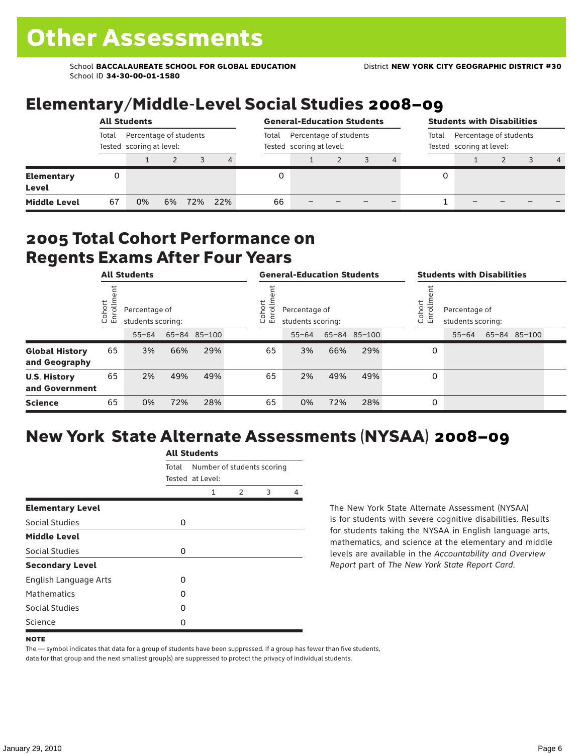# Other Assessments

School **BACCALAUREATE SCHOOL FOR GLOBAL EDUCATION** District **NEW YORK CITY GEOGRAPHIC DISTRICT #30**
School ID **34-30-00-01-1580**

## Elementary/Middle-Level Social Studies 2008–09

| | All Students | | | | | General-Education Students | | | | | Students with Disabilities | | | | |
|---|---|---|---|---|---|---|---|---|---|---|---|---|---|---|---|
| | Total Tested | Percentage of students scoring at level: | | | | Total Tested | Percentage of students scoring at level: | | | | Total Tested | Percentage of students scoring at level: | | | |
| | | 1 | 2 | 3 | 4 | | 1 | 2 | 3 | 4 | | 1 | 2 | 3 | 4 |
| **Elementary Level** | 0 | | | | | 0 | | | | | 0 | | | | |
| **Middle Level** | 67 | 0% | 6% | 72% | 22% | 66 | – | – | – | – | 1 | – | – | – | – |

## 2005 Total Cohort Performance on Regents Exams After Four Years

| | All Students | | | | General-Education Students | | | | Students with Disabilities | | | |
|---|---|---|---|---|---|---|---|---|---|---|---|---|
| | Cohort Enrollment | Percentage of students scoring: | | | Cohort Enrollment | Percentage of students scoring: | | | Cohort Enrollment | Percentage of students scoring: | | |
| | | 55–64 | 65–84 | 85–100 | | 55–64 | 65–84 | 85–100 | | 55–64 | 65–84 | 85–100 |
| **Global History and Geography** | 65 | 3% | 66% | 29% | 65 | 3% | 66% | 29% | 0 | | | |
| **U.S. History and Government** | 65 | 2% | 49% | 49% | 65 | 2% | 49% | 49% | 0 | | | |
| **Science** | 65 | 0% | 72% | 28% | 65 | 0% | 72% | 28% | 0 | | | |

## New York State Alternate Assessments (NYSAA) 2008–09

| | All Students | | | | |
|---|---|---|---|---|---|
| | Total Tested | Number of students scoring at Level: | | | |
| | | 1 | 2 | 3 | 4 |
| **Elementary Level** | | | | | |
| Social Studies | 0 | | | | |
| **Middle Level** | | | | | |
| Social Studies | 0 | | | | |
| **Secondary Level** | | | | | |
| English Language Arts | 0 | | | | |
| Mathematics | 0 | | | | |
| Social Studies | 0 | | | | |
| Science | 0 | | | | |

The New York State Alternate Assessment (NYSAA) is for students with severe cognitive disabilities. Results for students taking the NYSAA in English language arts, mathematics, and science at the elementary and middle levels are available in the *Accountability and Overview Report* part of *The New York State Report Card*.

**NOTE**

The — symbol indicates that data for a group of students have been suppressed. If a group has fewer than five students, data for that group and the next smallest group(s) are suppressed to protect the privacy of individual students.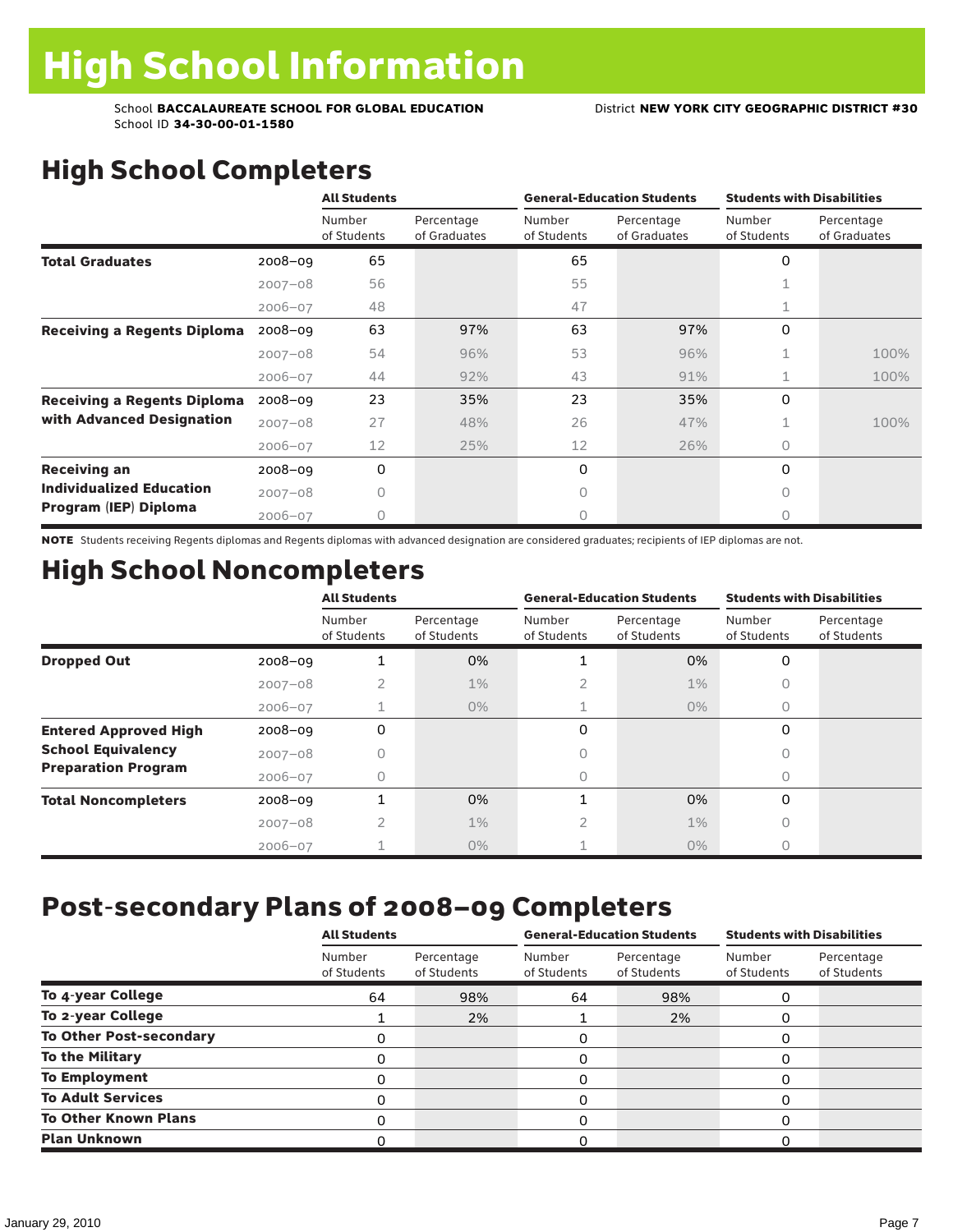# High School Information

School **BACCALAUREATE SCHOOL FOR GLOBAL EDUCATION** District **NEW YORK CITY GEOGRAPHIC DISTRICT #30**
School ID **34-30-00-01-1580**

## High School Completers

| | | All Students | | General-Education Students | | Students with Disabilities | |
|---|---|---|---|---|---|---|---|
| | | Number of Students | Percentage of Graduates | Number of Students | Percentage of Graduates | Number of Students | Percentage of Graduates |
| **Total Graduates** | 2008–09 | 65 | | 65 | | 0 | |
| | 2007–08 | 56 | | 55 | | 1 | |
| | 2006–07 | 48 | | 47 | | 1 | |
| **Receiving a Regents Diploma** | 2008–09 | 63 | 97% | 63 | 97% | 0 | |
| | 2007–08 | 54 | 96% | 53 | 96% | 1 | 100% |
| | 2006–07 | 44 | 92% | 43 | 91% | 1 | 100% |
| **Receiving a Regents Diploma with Advanced Designation** | 2008–09 | 23 | 35% | 23 | 35% | 0 | |
| | 2007–08 | 27 | 48% | 26 | 47% | 1 | 100% |
| | 2006–07 | 12 | 25% | 12 | 26% | 0 | |
| **Receiving an Individualized Education Program (IEP) Diploma** | 2008–09 | 0 | | 0 | | 0 | |
| | 2007–08 | 0 | | 0 | | 0 | |
| | 2006–07 | 0 | | 0 | | 0 | |

**NOTE** Students receiving Regents diplomas and Regents diplomas with advanced designation are considered graduates; recipients of IEP diplomas are not.

## High School Noncompleters

| | | All Students | | General-Education Students | | Students with Disabilities | |
|---|---|---|---|---|---|---|---|
| | | Number of Students | Percentage of Students | Number of Students | Percentage of Students | Number of Students | Percentage of Students |
| **Dropped Out** | 2008–09 | 1 | 0% | 1 | 0% | 0 | |
| | 2007–08 | 2 | 1% | 2 | 1% | 0 | |
| | 2006–07 | 1 | 0% | 1 | 0% | 0 | |
| **Entered Approved High School Equivalency Preparation Program** | 2008–09 | 0 | | 0 | | 0 | |
| | 2007–08 | 0 | | 0 | | 0 | |
| | 2006–07 | 0 | | 0 | | 0 | |
| **Total Noncompleters** | 2008–09 | 1 | 0% | 1 | 0% | 0 | |
| | 2007–08 | 2 | 1% | 2 | 1% | 0 | |
| | 2006–07 | 1 | 0% | 1 | 0% | 0 | |

## Post-secondary Plans of 2008–09 Completers

| | All Students | | General-Education Students | | Students with Disabilities | |
|---|---|---|---|---|---|---|
| | Number of Students | Percentage of Students | Number of Students | Percentage of Students | Number of Students | Percentage of Students |
| **To 4-year College** | 64 | 98% | 64 | 98% | 0 | |
| **To 2-year College** | 1 | 2% | 1 | 2% | 0 | |
| **To Other Post-secondary** | 0 | | 0 | | 0 | |
| **To the Military** | 0 | | 0 | | 0 | |
| **To Employment** | 0 | | 0 | | 0 | |
| **To Adult Services** | 0 | | 0 | | 0 | |
| **To Other Known Plans** | 0 | | 0 | | 0 | |
| **Plan Unknown** | 0 | | 0 | | 0 | |

January 29, 2010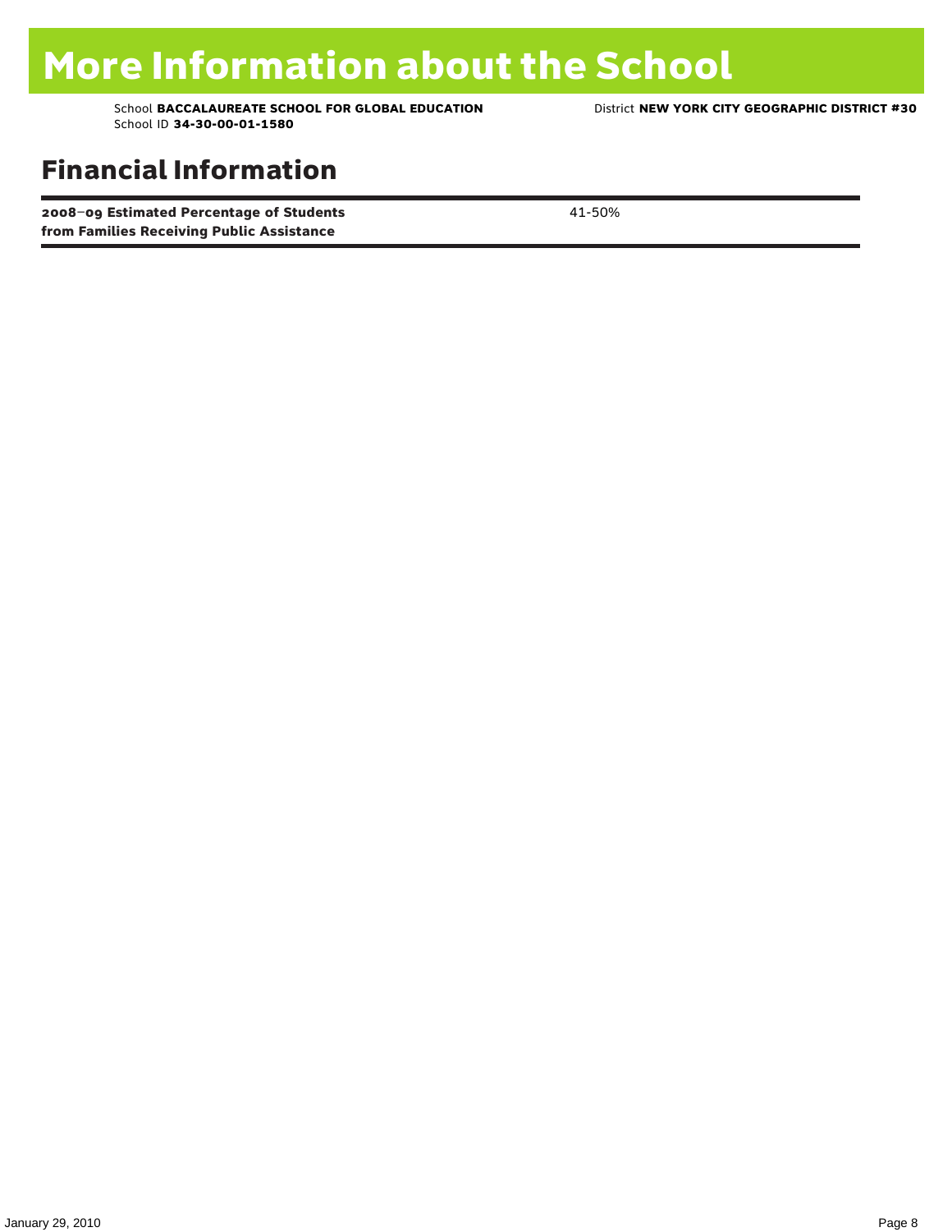# More Information about the School

School **BACCALAUREATE SCHOOL FOR GLOBAL EDUCATION** District **NEW YORK CITY GEOGRAPHIC DISTRICT #30**
School ID **34-30-00-01-1580**

## Financial Information

| | |
|---|---|
| **2008–09 Estimated Percentage of Students from Families Receiving Public Assistance** | 41-50% |

January 29, 2010